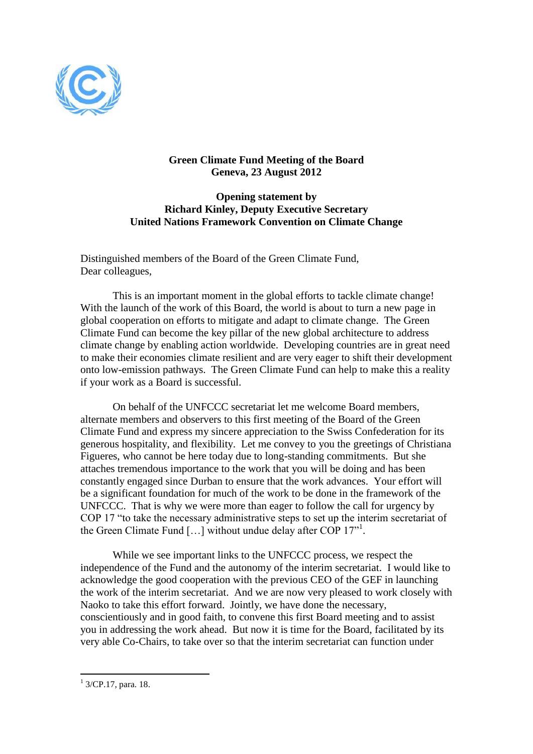**Green Climate Fund Meeting of the Board**
**Geneva, 23 August 2012**

**Opening statement by**
**Richard Kinley, Deputy Executive Secretary**
**United Nations Framework Convention on Climate Change**

Distinguished members of the Board of the Green Climate Fund,
Dear colleagues,

This is an important moment in the global efforts to tackle climate change! With the launch of the work of this Board, the world is about to turn a new page in global cooperation on efforts to mitigate and adapt to climate change. The Green Climate Fund can become the key pillar of the new global architecture to address climate change by enabling action worldwide. Developing countries are in great need to make their economies climate resilient and are very eager to shift their development onto low-emission pathways. The Green Climate Fund can help to make this a reality if your work as a Board is successful.

On behalf of the UNFCCC secretariat let me welcome Board members, alternate members and observers to this first meeting of the Board of the Green Climate Fund and express my sincere appreciation to the Swiss Confederation for its generous hospitality, and flexibility. Let me convey to you the greetings of Christiana Figueres, who cannot be here today due to long-standing commitments. But she attaches tremendous importance to the work that you will be doing and has been constantly engaged since Durban to ensure that the work advances. Your effort will be a significant foundation for much of the work to be done in the framework of the UNFCCC. That is why we were more than eager to follow the call for urgency by COP 17 "to take the necessary administrative steps to set up the interim secretariat of the Green Climate Fund […] without undue delay after COP 17"[1].

While we see important links to the UNFCCC process, we respect the independence of the Fund and the autonomy of the interim secretariat. I would like to acknowledge the good cooperation with the previous CEO of the GEF in launching the work of the interim secretariat. And we are now very pleased to work closely with Naoko to take this effort forward. Jointly, we have done the necessary, conscientiously and in good faith, to convene this first Board meeting and to assist you in addressing the work ahead. But now it is time for the Board, facilitated by its very able Co-Chairs, to take over so that the interim secretariat can function under

[1] 3/CP.17, para. 18.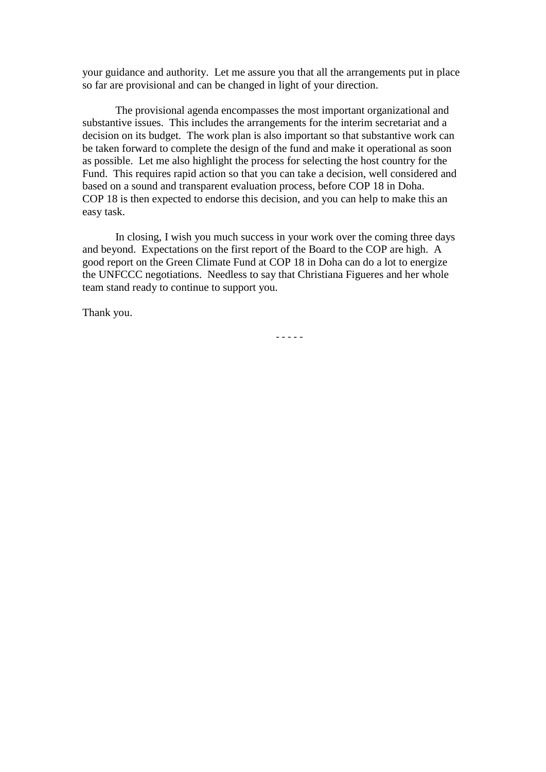your guidance and authority. Let me assure you that all the arrangements put in place so far are provisional and can be changed in light of your direction.

The provisional agenda encompasses the most important organizational and substantive issues. This includes the arrangements for the interim secretariat and a decision on its budget. The work plan is also important so that substantive work can be taken forward to complete the design of the fund and make it operational as soon as possible. Let me also highlight the process for selecting the host country for the Fund. This requires rapid action so that you can take a decision, well considered and based on a sound and transparent evaluation process, before COP 18 in Doha. COP 18 is then expected to endorse this decision, and you can help to make this an easy task.

In closing, I wish you much success in your work over the coming three days and beyond. Expectations on the first report of the Board to the COP are high. A good report on the Green Climate Fund at COP 18 in Doha can do a lot to energize the UNFCCC negotiations. Needless to say that Christiana Figueres and her whole team stand ready to continue to support you.

Thank you.

- - - - -